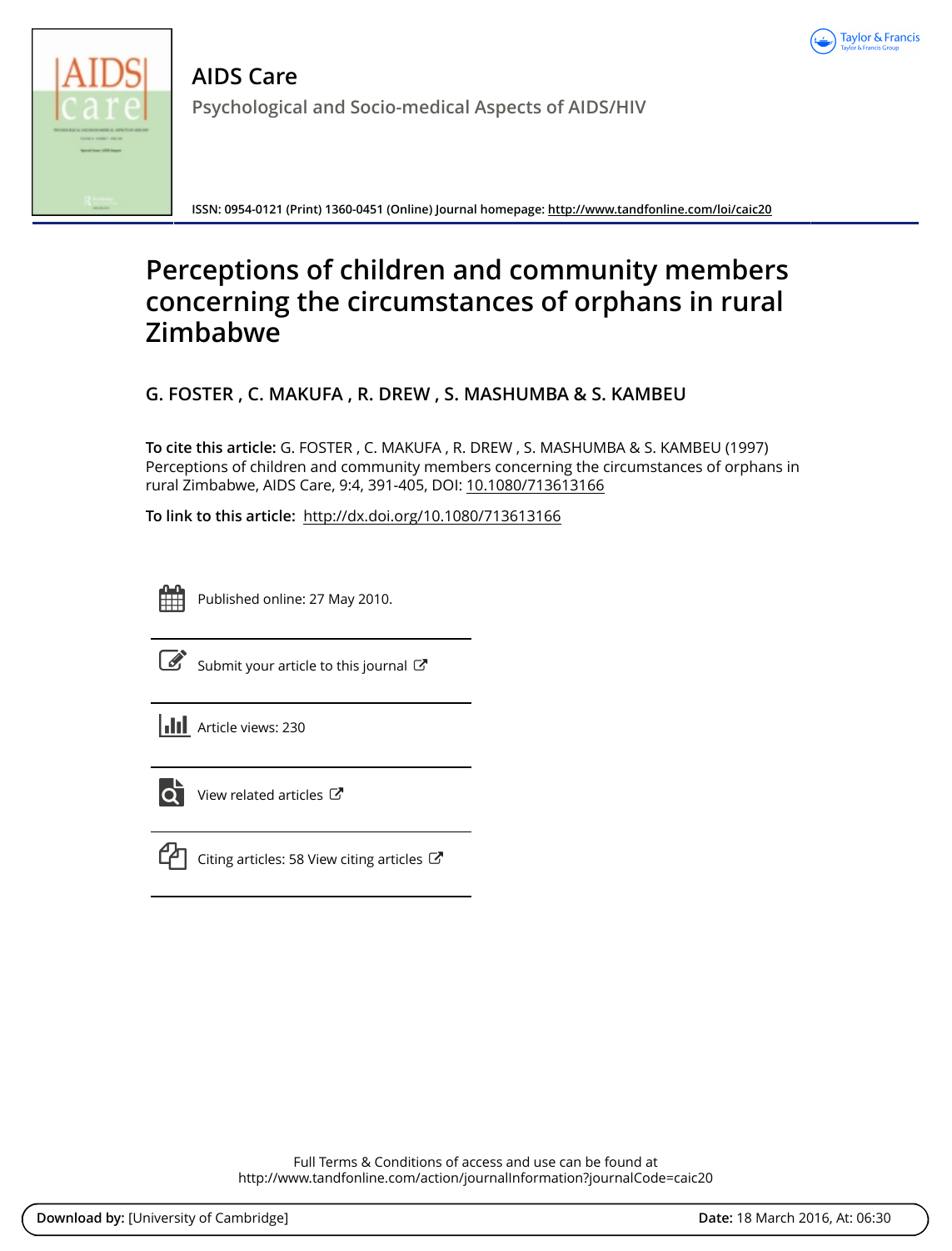# AIDS Care

Psychological and Socio-medical Aspects of AIDS/HIV

ISSN: 0954-0121 (Print) 1360-0451 (Online) Journal homepage: http://www.tandfonline.com/loi/caic20

# Perceptions of children and community members concerning the circumstances of orphans in rural Zimbabwe

**G. FOSTER , C. MAKUFA , R. DREW , S. MASHUMBA & S. KAMBEU**

**To cite this article:** G. FOSTER , C. MAKUFA , R. DREW , S. MASHUMBA & S. KAMBEU (1997) Perceptions of children and community members concerning the circumstances of orphans in rural Zimbabwe, AIDS Care, 9:4, 391-405, DOI: 10.1080/713613166

**To link to this article:** http://dx.doi.org/10.1080/713613166

Published online: 27 May 2010.

Submit your article to this journal

Article views: 230

View related articles

Citing articles: 58 View citing articles

Full Terms & Conditions of access and use can be found at
http://www.tandfonline.com/action/journalInformation?journalCode=caic20

**Download by:** [University of Cambridge] **Date:** 18 March 2016, At: 06:30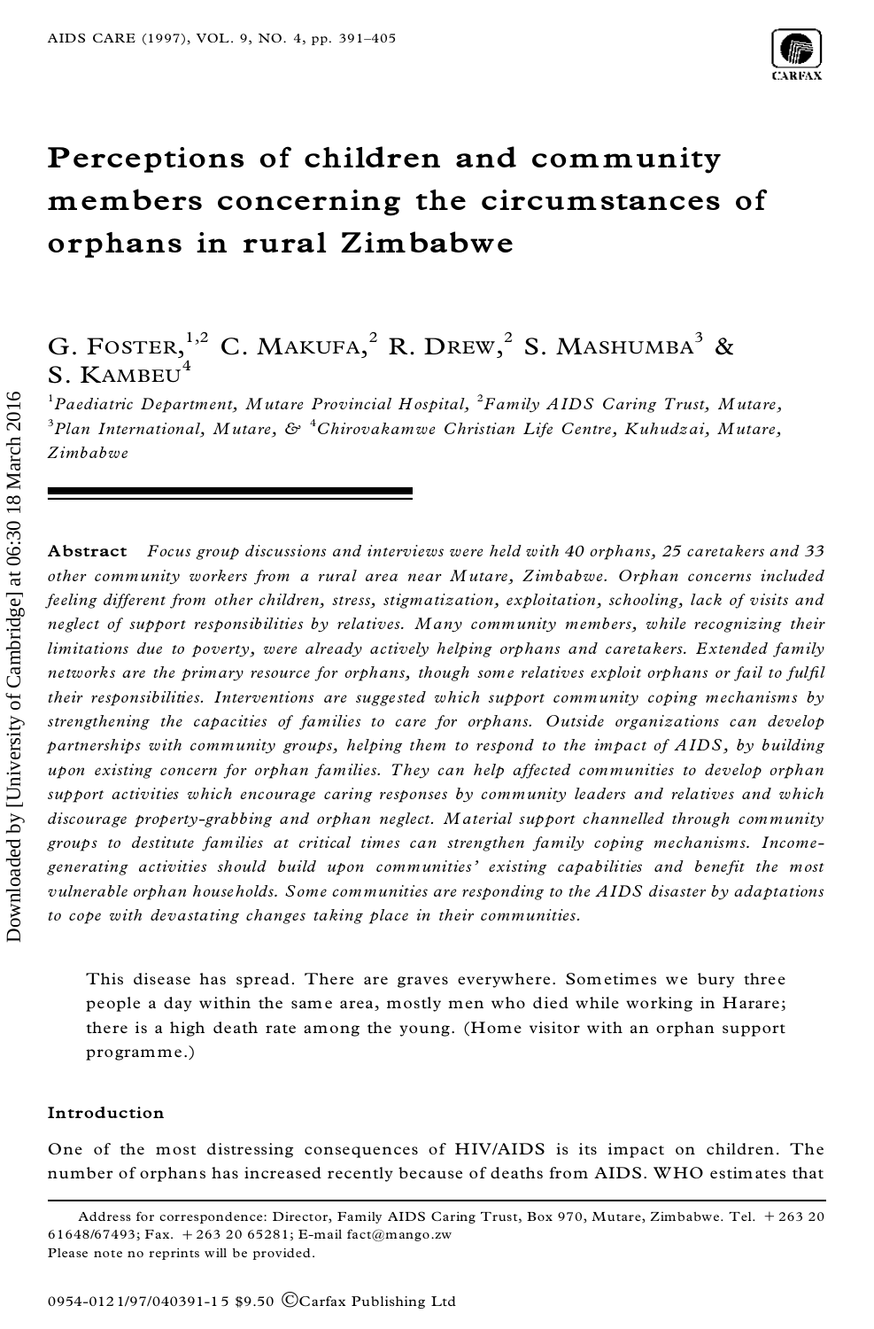# Perceptions of children and community members concerning the circumstances of orphans in rural Zimbabwe

G. FOSTER,[1,2] C. MAKUFA,[2] R. DREW,[2] S. MASHUMBA[3] & S. KAMBEU[4]

[1]*Paediatric Department, Mutare Provincial Hospital,* [2]*Family AIDS Caring Trust, Mutare,* [3]*Plan International, Mutare, &* [4]*Chirovakamwe Christian Life Centre, Kuhudzai, Mutare, Zimbabwe*

**Abstract** *Focus group discussions and interviews were held with 40 orphans, 25 caretakers and 33 other community workers from a rural area near Mutare, Zimbabwe. Orphan concerns included feeling different from other children, stress, stigmatization, exploitation, schooling, lack of visits and neglect of support responsibilities by relatives. Many community members, while recognizing their limitations due to poverty, were already actively helping orphans and caretakers. Extended family networks are the primary resource for orphans, though some relatives exploit orphans or fail to fulfil their responsibilities. Interventions are suggested which support community coping mechanisms by strengthening the capacities of families to care for orphans. Outside organizations can develop partnerships with community groups, helping them to respond to the impact of AIDS, by building upon existing concern for orphan families. They can help affected communities to develop orphan support activities which encourage caring responses by community leaders and relatives and which discourage property-grabbing and orphan neglect. Material support channelled through community groups to destitute families at critical times can strengthen family coping mechanisms. Income-generating activities should build upon communities' existing capabilities and benefit the most vulnerable orphan households. Some communities are responding to the AIDS disaster by adaptations to cope with devastating changes taking place in their communities.*

> This disease has spread. There are graves everywhere. Sometimes we bury three people a day within the same area, mostly men who died while working in Harare; there is a high death rate among the young. (Home visitor with an orphan support programme.)

## Introduction

One of the most distressing consequences of HIV/AIDS is its impact on children. The number of orphans has increased recently because of deaths from AIDS. WHO estimates that

Address for correspondence: Director, Family AIDS Caring Trust, Box 970, Mutare, Zimbabwe. Tel. +263 20 61648/67493; Fax. +263 20 65281; E-mail fact@mango.zw
Please note no reprints will be provided.

0954-0121/97/040391-15 $9.50 ©Carfax Publishing Ltd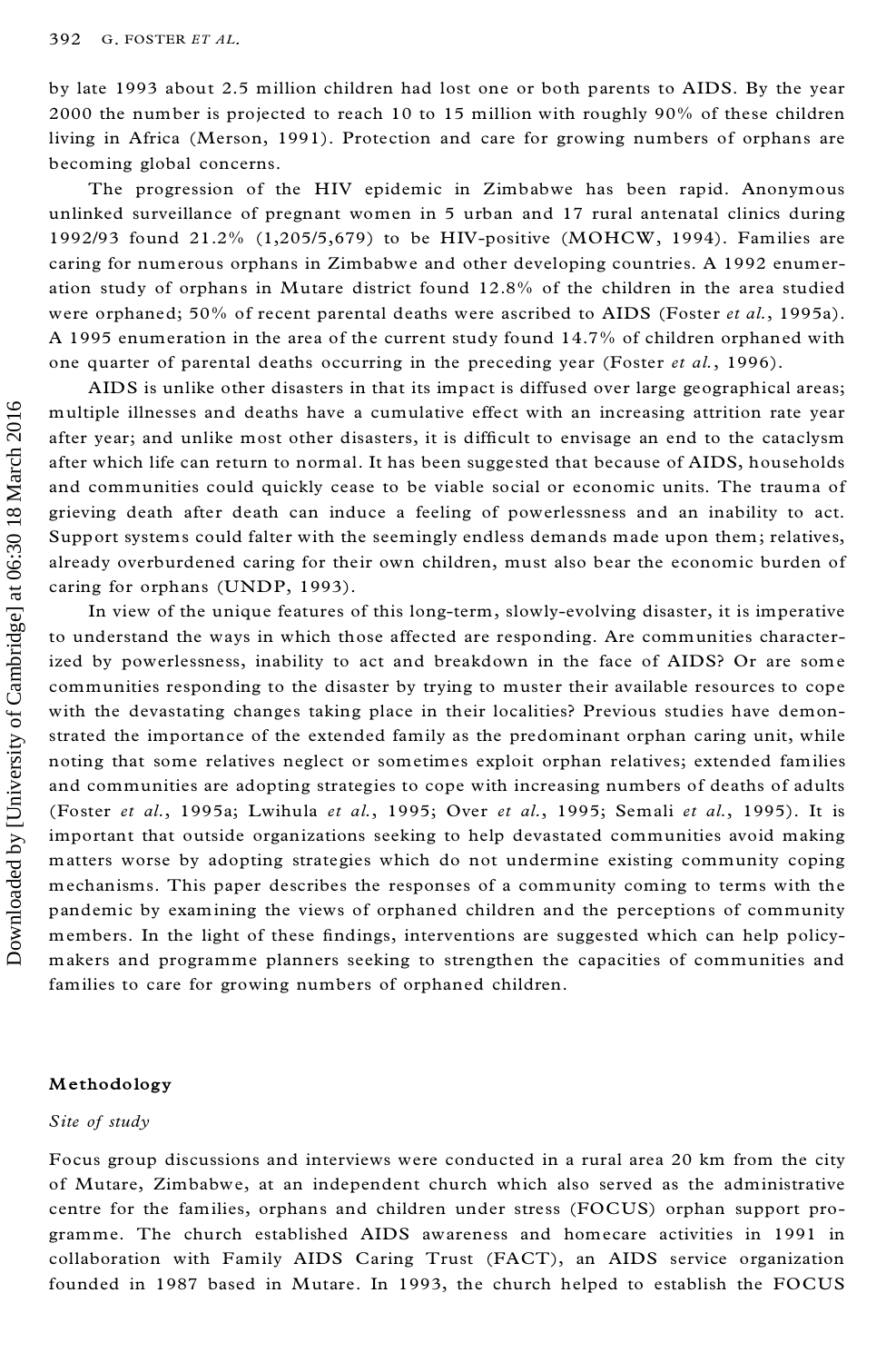by late 1993 about 2.5 million children had lost one or both parents to AIDS. By the year 2000 the number is projected to reach 10 to 15 million with roughly 90% of these children living in Africa (Merson, 1991). Protection and care for growing numbers of orphans are becoming global concerns.

The progression of the HIV epidemic in Zimbabwe has been rapid. Anonymous unlinked surveillance of pregnant women in 5 urban and 17 rural antenatal clinics during 1992/93 found 21.2% (1,205/5,679) to be HIV-positive (MOHCW, 1994). Families are caring for numerous orphans in Zimbabwe and other developing countries. A 1992 enumeration study of orphans in Mutare district found 12.8% of the children in the area studied were orphaned; 50% of recent parental deaths were ascribed to AIDS (Foster *et al.*, 1995a). A 1995 enumeration in the area of the current study found 14.7% of children orphaned with one quarter of parental deaths occurring in the preceding year (Foster *et al.*, 1996).

AIDS is unlike other disasters in that its impact is diffused over large geographical areas; multiple illnesses and deaths have a cumulative effect with an increasing attrition rate year after year; and unlike most other disasters, it is difficult to envisage an end to the cataclysm after which life can return to normal. It has been suggested that because of AIDS, households and communities could quickly cease to be viable social or economic units. The trauma of grieving death after death can induce a feeling of powerlessness and an inability to act. Support systems could falter with the seemingly endless demands made upon them; relatives, already overburdened caring for their own children, must also bear the economic burden of caring for orphans (UNDP, 1993).

In view of the unique features of this long-term, slowly-evolving disaster, it is imperative to understand the ways in which those affected are responding. Are communities characterized by powerlessness, inability to act and breakdown in the face of AIDS? Or are some communities responding to the disaster by trying to muster their available resources to cope with the devastating changes taking place in their localities? Previous studies have demonstrated the importance of the extended family as the predominant orphan caring unit, while noting that some relatives neglect or sometimes exploit orphan relatives; extended families and communities are adopting strategies to cope with increasing numbers of deaths of adults (Foster *et al.*, 1995a; Lwihula *et al.*, 1995; Over *et al.*, 1995; Semali *et al.*, 1995). It is important that outside organizations seeking to help devastated communities avoid making matters worse by adopting strategies which do not undermine existing community coping mechanisms. This paper describes the responses of a community coming to terms with the pandemic by examining the views of orphaned children and the perceptions of community members. In the light of these findings, interventions are suggested which can help policy-makers and programme planners seeking to strengthen the capacities of communities and families to care for growing numbers of orphaned children.

## Methodology

### *Site of study*

Focus group discussions and interviews were conducted in a rural area 20 km from the city of Mutare, Zimbabwe, at an independent church which also served as the administrative centre for the families, orphans and children under stress (FOCUS) orphan support programme. The church established AIDS awareness and homecare activities in 1991 in collaboration with Family AIDS Caring Trust (FACT), an AIDS service organization founded in 1987 based in Mutare. In 1993, the church helped to establish the FOCUS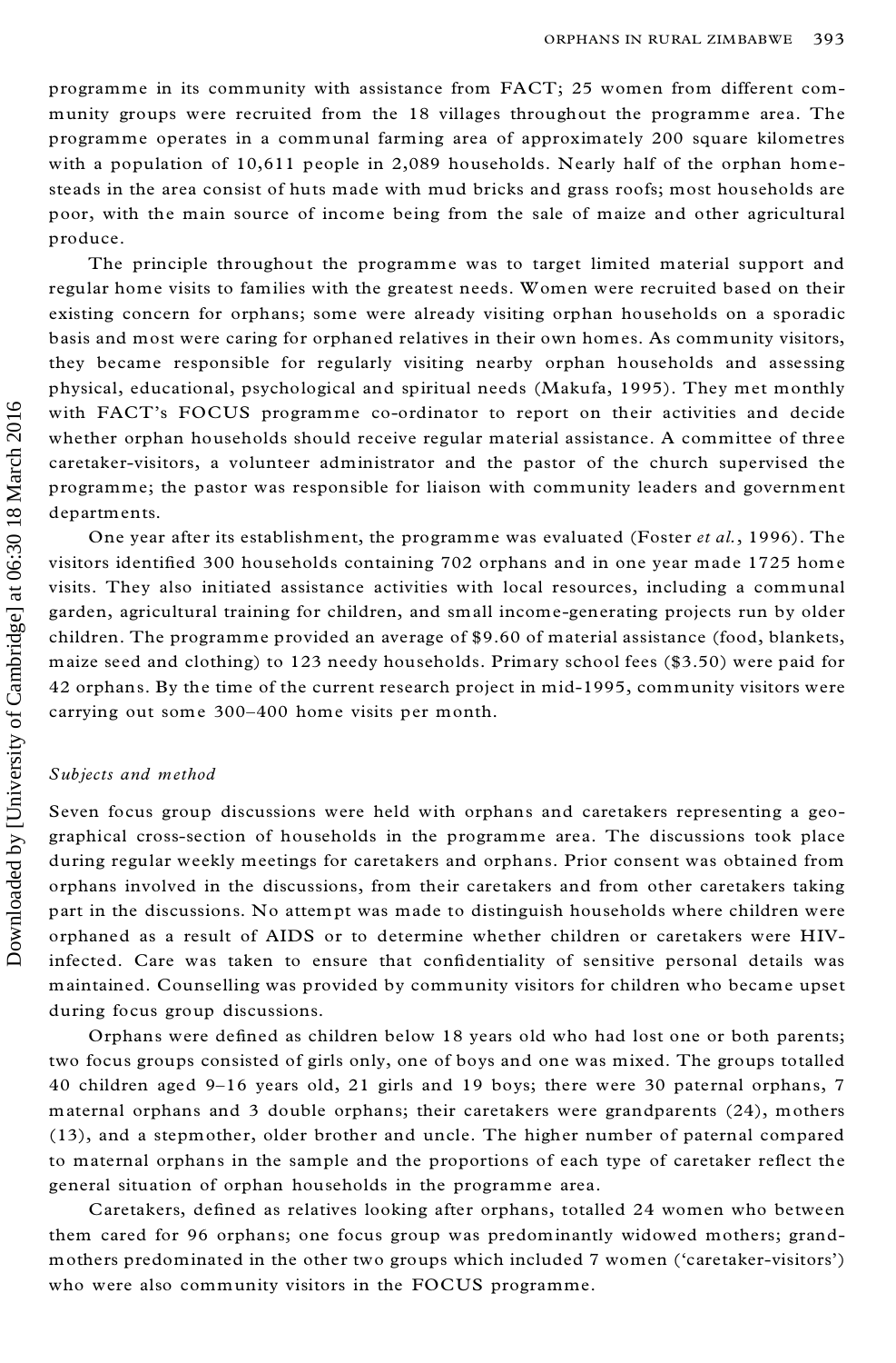programme in its community with assistance from FACT; 25 women from different community groups were recruited from the 18 villages throughout the programme area. The programme operates in a communal farming area of approximately 200 square kilometres with a population of 10,611 people in 2,089 households. Nearly half of the orphan homesteads in the area consist of huts made with mud bricks and grass roofs; most households are poor, with the main source of income being from the sale of maize and other agricultural produce.

The principle throughout the programme was to target limited material support and regular home visits to families with the greatest needs. Women were recruited based on their existing concern for orphans; some were already visiting orphan households on a sporadic basis and most were caring for orphaned relatives in their own homes. As community visitors, they became responsible for regularly visiting nearby orphan households and assessing physical, educational, psychological and spiritual needs (Makufa, 1995). They met monthly with FACT's FOCUS programme co-ordinator to report on their activities and decide whether orphan households should receive regular material assistance. A committee of three caretaker-visitors, a volunteer administrator and the pastor of the church supervised the programme; the pastor was responsible for liaison with community leaders and government departments.

One year after its establishment, the programme was evaluated (Foster *et al.*, 1996). The visitors identified 300 households containing 702 orphans and in one year made 1725 home visits. They also initiated assistance activities with local resources, including a communal garden, agricultural training for children, and small income-generating projects run by older children. The programme provided an average of $9.60 of material assistance (food, blankets, maize seed and clothing) to 123 needy households. Primary school fees ($3.50) were paid for 42 orphans. By the time of the current research project in mid-1995, community visitors were carrying out some 300–400 home visits per month.

### *Subjects and method*

Seven focus group discussions were held with orphans and caretakers representing a geographical cross-section of households in the programme area. The discussions took place during regular weekly meetings for caretakers and orphans. Prior consent was obtained from orphans involved in the discussions, from their caretakers and from other caretakers taking part in the discussions. No attempt was made to distinguish households where children were orphaned as a result of AIDS or to determine whether children or caretakers were HIV-infected. Care was taken to ensure that confidentiality of sensitive personal details was maintained. Counselling was provided by community visitors for children who became upset during focus group discussions.

Orphans were defined as children below 18 years old who had lost one or both parents; two focus groups consisted of girls only, one of boys and one was mixed. The groups totalled 40 children aged 9–16 years old, 21 girls and 19 boys; there were 30 paternal orphans, 7 maternal orphans and 3 double orphans; their caretakers were grandparents (24), mothers (13), and a stepmother, older brother and uncle. The higher number of paternal compared to maternal orphans in the sample and the proportions of each type of caretaker reflect the general situation of orphan households in the programme area.

Caretakers, defined as relatives looking after orphans, totalled 24 women who between them cared for 96 orphans; one focus group was predominantly widowed mothers; grandmothers predominated in the other two groups which included 7 women ('caretaker-visitors') who were also community visitors in the FOCUS programme.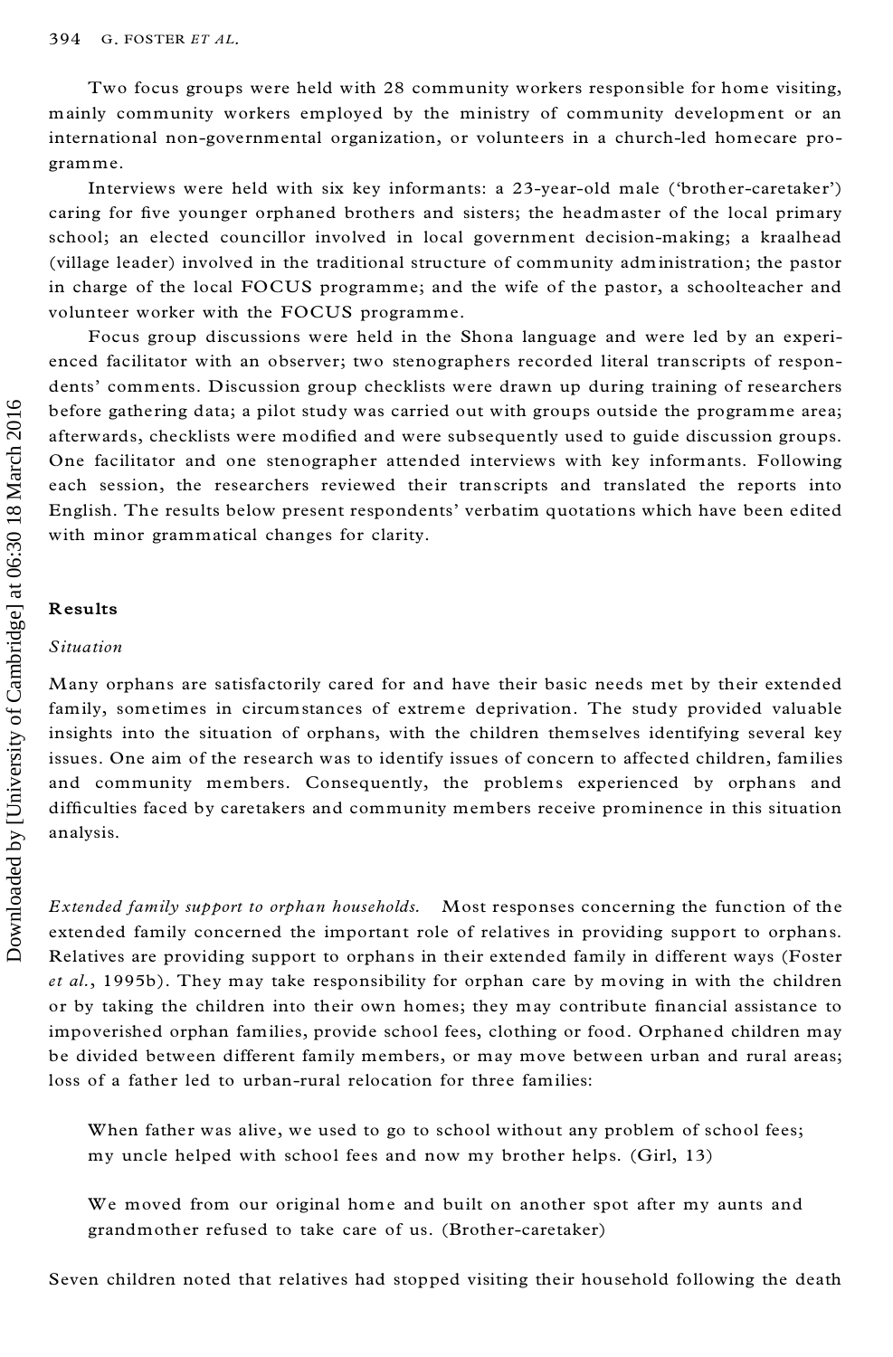Two focus groups were held with 28 community workers responsible for home visiting, mainly community workers employed by the ministry of community development or an international non-governmental organization, or volunteers in a church-led homecare programme.

Interviews were held with six key informants: a 23-year-old male ('brother-caretaker') caring for five younger orphaned brothers and sisters; the headmaster of the local primary school; an elected councillor involved in local government decision-making; a kraalhead (village leader) involved in the traditional structure of community administration; the pastor in charge of the local FOCUS programme; and the wife of the pastor, a schoolteacher and volunteer worker with the FOCUS programme.

Focus group discussions were held in the Shona language and were led by an experienced facilitator with an observer; two stenographers recorded literal transcripts of respondents' comments. Discussion group checklists were drawn up during training of researchers before gathering data; a pilot study was carried out with groups outside the programme area; afterwards, checklists were modified and were subsequently used to guide discussion groups. One facilitator and one stenographer attended interviews with key informants. Following each session, the researchers reviewed their transcripts and translated the reports into English. The results below present respondents' verbatim quotations which have been edited with minor grammatical changes for clarity.

## Results

### *Situation*

Many orphans are satisfactorily cared for and have their basic needs met by their extended family, sometimes in circumstances of extreme deprivation. The study provided valuable insights into the situation of orphans, with the children themselves identifying several key issues. One aim of the research was to identify issues of concern to affected children, families and community members. Consequently, the problems experienced by orphans and difficulties faced by caretakers and community members receive prominence in this situation analysis.

*Extended family support to orphan households.* Most responses concerning the function of the extended family concerned the important role of relatives in providing support to orphans. Relatives are providing support to orphans in their extended family in different ways (Foster *et al.*, 1995b). They may take responsibility for orphan care by moving in with the children or by taking the children into their own homes; they may contribute financial assistance to impoverished orphan families, provide school fees, clothing or food. Orphaned children may be divided between different family members, or may move between urban and rural areas; loss of a father led to urban-rural relocation for three families:

> When father was alive, we used to go to school without any problem of school fees; my uncle helped with school fees and now my brother helps. (Girl, 13)

> We moved from our original home and built on another spot after my aunts and grandmother refused to take care of us. (Brother-caretaker)

Seven children noted that relatives had stopped visiting their household following the death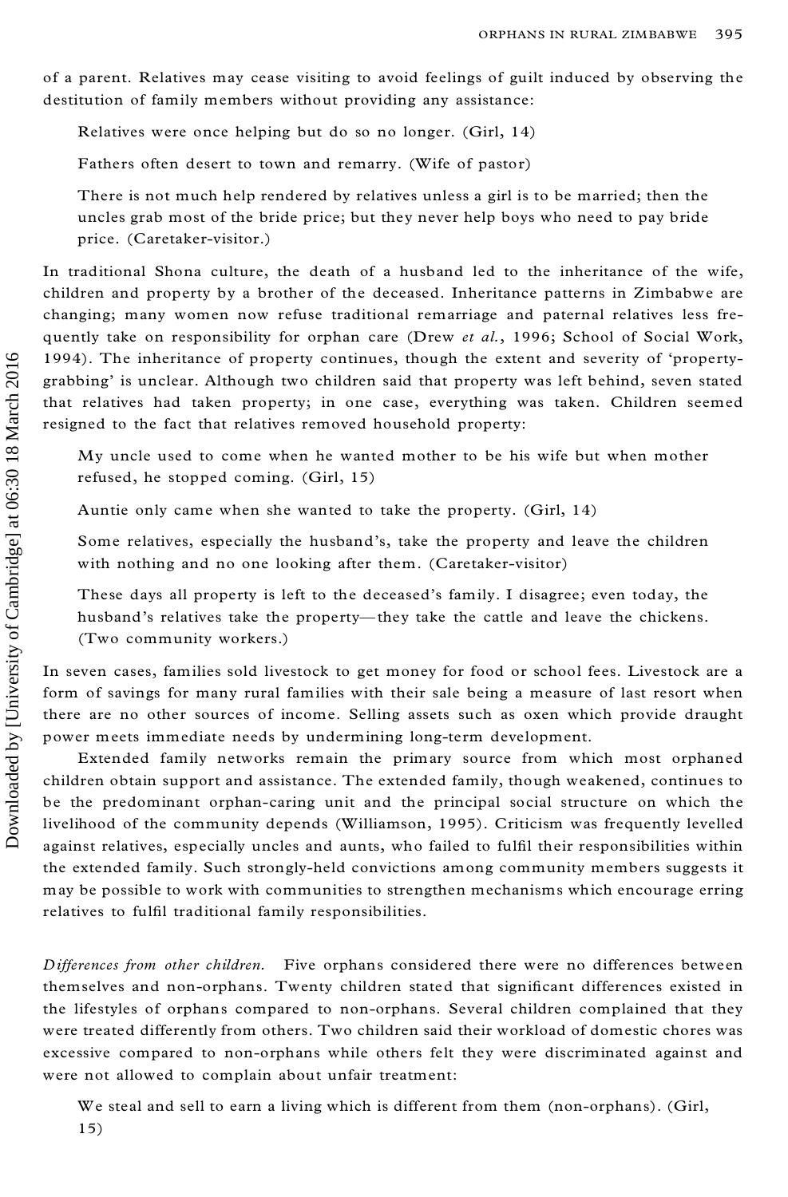of a parent. Relatives may cease visiting to avoid feelings of guilt induced by observing the destitution of family members without providing any assistance:

> Relatives were once helping but do so no longer. (Girl, 14)
>
> Fathers often desert to town and remarry. (Wife of pastor)
>
> There is not much help rendered by relatives unless a girl is to be married; then the uncles grab most of the bride price; but they never help boys who need to pay bride price. (Caretaker-visitor.)

In traditional Shona culture, the death of a husband led to the inheritance of the wife, children and property by a brother of the deceased. Inheritance patterns in Zimbabwe are changing; many women now refuse traditional remarriage and paternal relatives less frequently take on responsibility for orphan care (Drew *et al.*, 1996; School of Social Work, 1994). The inheritance of property continues, though the extent and severity of 'property-grabbing' is unclear. Although two children said that property was left behind, seven stated that relatives had taken property; in one case, everything was taken. Children seemed resigned to the fact that relatives removed household property:

> My uncle used to come when he wanted mother to be his wife but when mother refused, he stopped coming. (Girl, 15)
>
> Auntie only came when she wanted to take the property. (Girl, 14)
>
> Some relatives, especially the husband's, take the property and leave the children with nothing and no one looking after them. (Caretaker-visitor)
>
> These days all property is left to the deceased's family. I disagree; even today, the husband's relatives take the property—they take the cattle and leave the chickens. (Two community workers.)

In seven cases, families sold livestock to get money for food or school fees. Livestock are a form of savings for many rural families with their sale being a measure of last resort when there are no other sources of income. Selling assets such as oxen which provide draught power meets immediate needs by undermining long-term development.

Extended family networks remain the primary source from which most orphaned children obtain support and assistance. The extended family, though weakened, continues to be the predominant orphan-caring unit and the principal social structure on which the livelihood of the community depends (Williamson, 1995). Criticism was frequently levelled against relatives, especially uncles and aunts, who failed to fulfil their responsibilities within the extended family. Such strongly-held convictions among community members suggests it may be possible to work with communities to strengthen mechanisms which encourage erring relatives to fulfil traditional family responsibilities.

*Differences from other children.* Five orphans considered there were no differences between themselves and non-orphans. Twenty children stated that significant differences existed in the lifestyles of orphans compared to non-orphans. Several children complained that they were treated differently from others. Two children said their workload of domestic chores was excessive compared to non-orphans while others felt they were discriminated against and were not allowed to complain about unfair treatment:

> We steal and sell to earn a living which is different from them (non-orphans). (Girl, 15)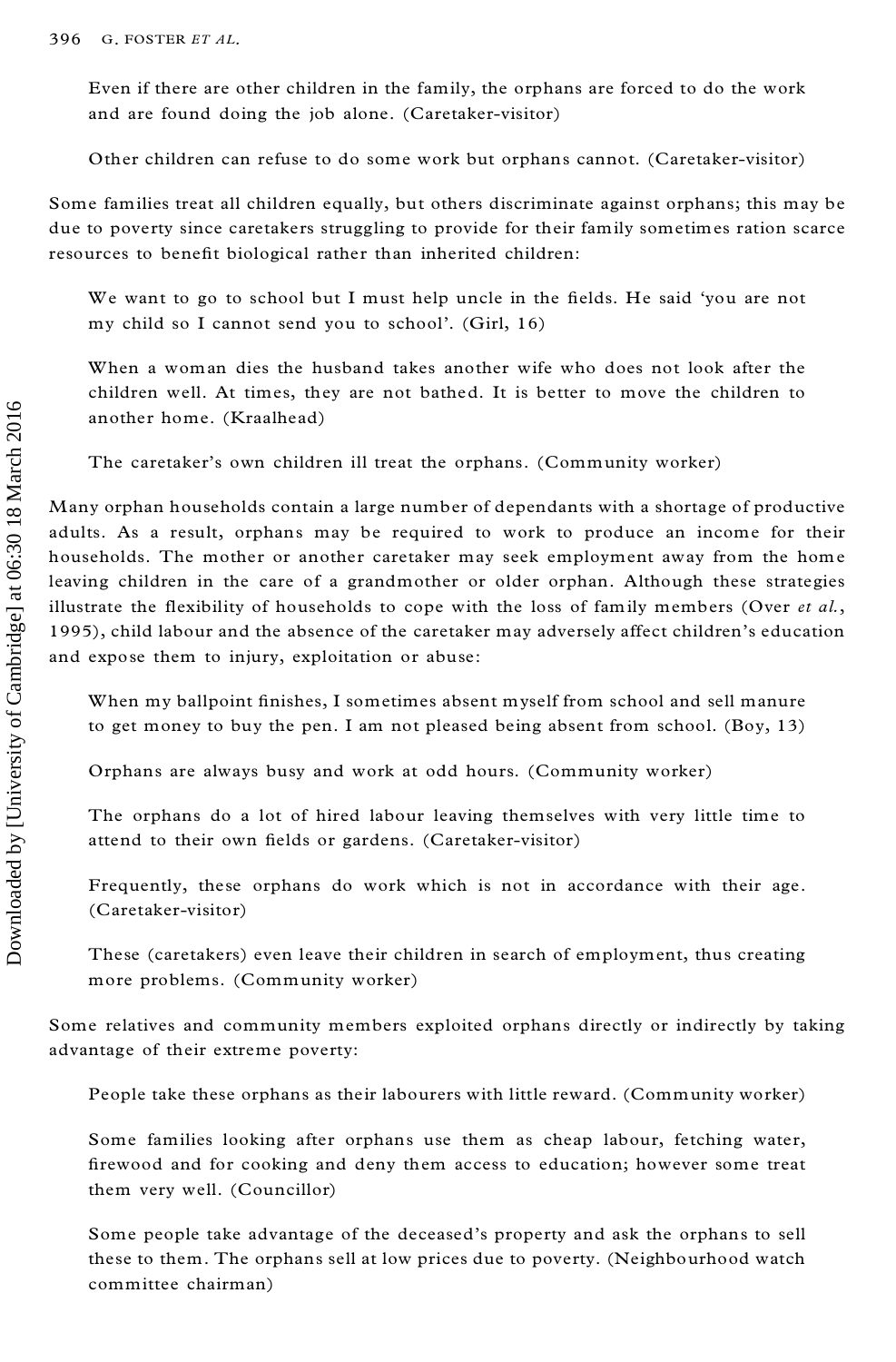> Even if there are other children in the family, the orphans are forced to do the work and are found doing the job alone. (Caretaker-visitor)

> Other children can refuse to do some work but orphans cannot. (Caretaker-visitor)

Some families treat all children equally, but others discriminate against orphans; this may be due to poverty since caretakers struggling to provide for their family sometimes ration scarce resources to benefit biological rather than inherited children:

> We want to go to school but I must help uncle in the fields. He said 'you are not my child so I cannot send you to school'. (Girl, 16)

> When a woman dies the husband takes another wife who does not look after the children well. At times, they are not bathed. It is better to move the children to another home. (Kraalhead)

> The caretaker's own children ill treat the orphans. (Community worker)

Many orphan households contain a large number of dependants with a shortage of productive adults. As a result, orphans may be required to work to produce an income for their households. The mother or another caretaker may seek employment away from the home leaving children in the care of a grandmother or older orphan. Although these strategies illustrate the flexibility of households to cope with the loss of family members (Over *et al.*, 1995), child labour and the absence of the caretaker may adversely affect children's education and expose them to injury, exploitation or abuse:

> When my ballpoint finishes, I sometimes absent myself from school and sell manure to get money to buy the pen. I am not pleased being absent from school. (Boy, 13)

> Orphans are always busy and work at odd hours. (Community worker)

> The orphans do a lot of hired labour leaving themselves with very little time to attend to their own fields or gardens. (Caretaker-visitor)

> Frequently, these orphans do work which is not in accordance with their age. (Caretaker-visitor)

> These (caretakers) even leave their children in search of employment, thus creating more problems. (Community worker)

Some relatives and community members exploited orphans directly or indirectly by taking advantage of their extreme poverty:

> People take these orphans as their labourers with little reward. (Community worker)

> Some families looking after orphans use them as cheap labour, fetching water, firewood and for cooking and deny them access to education; however some treat them very well. (Councillor)

> Some people take advantage of the deceased's property and ask the orphans to sell these to them. The orphans sell at low prices due to poverty. (Neighbourhood watch committee chairman)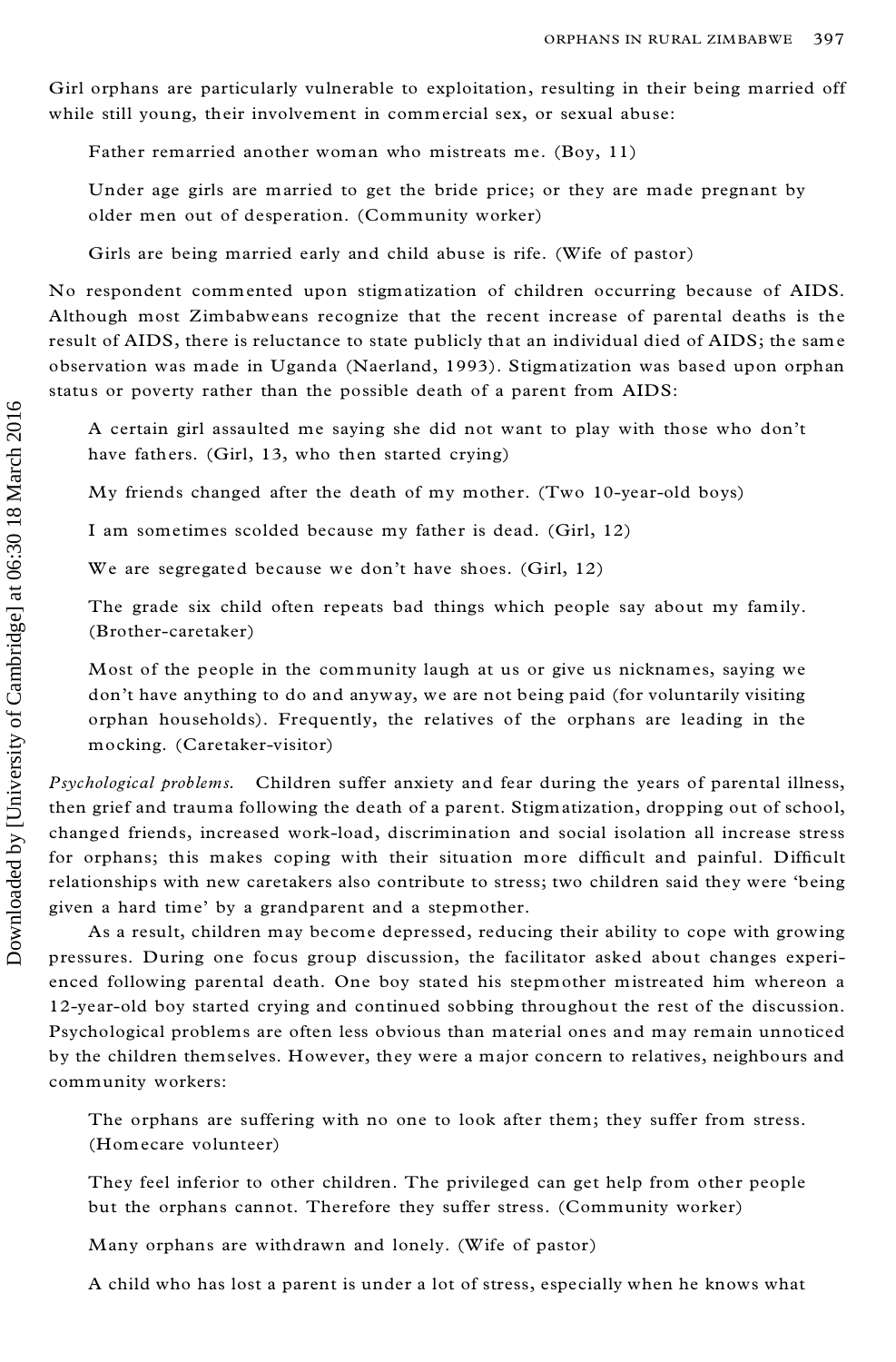Girl orphans are particularly vulnerable to exploitation, resulting in their being married off while still young, their involvement in commercial sex, or sexual abuse:

> Father remarried another woman who mistreats me. (Boy, 11)

> Under age girls are married to get the bride price; or they are made pregnant by older men out of desperation. (Community worker)

> Girls are being married early and child abuse is rife. (Wife of pastor)

No respondent commented upon stigmatization of children occurring because of AIDS. Although most Zimbabweans recognize that the recent increase of parental deaths is the result of AIDS, there is reluctance to state publicly that an individual died of AIDS; the same observation was made in Uganda (Naerland, 1993). Stigmatization was based upon orphan status or poverty rather than the possible death of a parent from AIDS:

> A certain girl assaulted me saying she did not want to play with those who don't have fathers. (Girl, 13, who then started crying)

> My friends changed after the death of my mother. (Two 10-year-old boys)

> I am sometimes scolded because my father is dead. (Girl, 12)

> We are segregated because we don't have shoes. (Girl, 12)

> The grade six child often repeats bad things which people say about my family. (Brother-caretaker)

> Most of the people in the community laugh at us or give us nicknames, saying we don't have anything to do and anyway, we are not being paid (for voluntarily visiting orphan households). Frequently, the relatives of the orphans are leading in the mocking. (Caretaker-visitor)

*Psychological problems.* Children suffer anxiety and fear during the years of parental illness, then grief and trauma following the death of a parent. Stigmatization, dropping out of school, changed friends, increased work-load, discrimination and social isolation all increase stress for orphans; this makes coping with their situation more difficult and painful. Difficult relationships with new caretakers also contribute to stress; two children said they were 'being given a hard time' by a grandparent and a stepmother.

As a result, children may become depressed, reducing their ability to cope with growing pressures. During one focus group discussion, the facilitator asked about changes experienced following parental death. One boy stated his stepmother mistreated him whereon a 12-year-old boy started crying and continued sobbing throughout the rest of the discussion. Psychological problems are often less obvious than material ones and may remain unnoticed by the children themselves. However, they were a major concern to relatives, neighbours and community workers:

> The orphans are suffering with no one to look after them; they suffer from stress. (Homecare volunteer)

> They feel inferior to other children. The privileged can get help from other people but the orphans cannot. Therefore they suffer stress. (Community worker)

> Many orphans are withdrawn and lonely. (Wife of pastor)

> A child who has lost a parent is under a lot of stress, especially when he knows what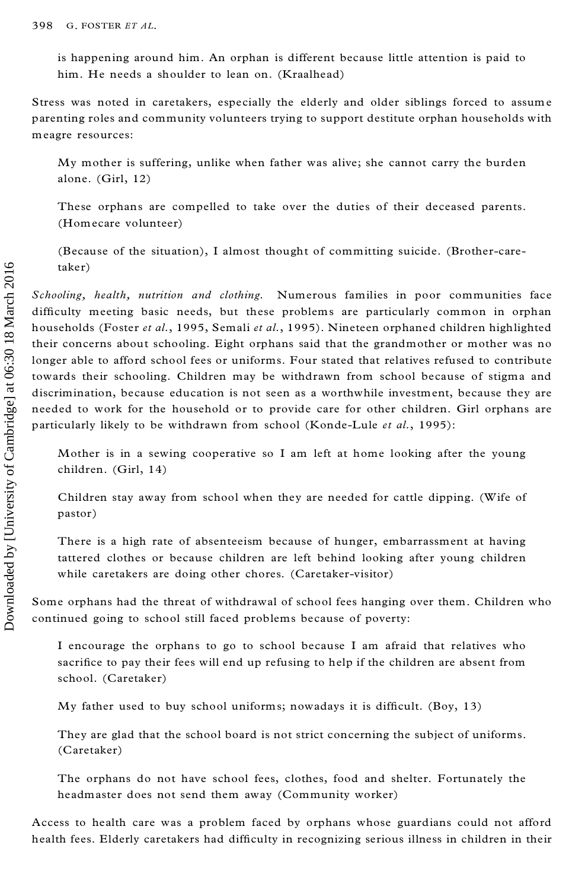is happening around him. An orphan is different because little attention is paid to him. He needs a shoulder to lean on. (Kraalhead)

Stress was noted in caretakers, especially the elderly and older siblings forced to assume parenting roles and community volunteers trying to support destitute orphan households with meagre resources:

> My mother is suffering, unlike when father was alive; she cannot carry the burden alone. (Girl, 12)

> These orphans are compelled to take over the duties of their deceased parents. (Homecare volunteer)

> (Because of the situation), I almost thought of committing suicide. (Brother-caretaker)

*Schooling, health, nutrition and clothing.* Numerous families in poor communities face difficulty meeting basic needs, but these problems are particularly common in orphan households (Foster *et al.*, 1995, Semali *et al.*, 1995). Nineteen orphaned children highlighted their concerns about schooling. Eight orphans said that the grandmother or mother was no longer able to afford school fees or uniforms. Four stated that relatives refused to contribute towards their schooling. Children may be withdrawn from school because of stigma and discrimination, because education is not seen as a worthwhile investment, because they are needed to work for the household or to provide care for other children. Girl orphans are particularly likely to be withdrawn from school (Konde-Lule *et al.*, 1995):

> Mother is in a sewing cooperative so I am left at home looking after the young children. (Girl, 14)

> Children stay away from school when they are needed for cattle dipping. (Wife of pastor)

> There is a high rate of absenteeism because of hunger, embarrassment at having tattered clothes or because children are left behind looking after young children while caretakers are doing other chores. (Caretaker-visitor)

Some orphans had the threat of withdrawal of school fees hanging over them. Children who continued going to school still faced problems because of poverty:

> I encourage the orphans to go to school because I am afraid that relatives who sacrifice to pay their fees will end up refusing to help if the children are absent from school. (Caretaker)

> My father used to buy school uniforms; nowadays it is difficult. (Boy, 13)

> They are glad that the school board is not strict concerning the subject of uniforms. (Caretaker)

> The orphans do not have school fees, clothes, food and shelter. Fortunately the headmaster does not send them away (Community worker)

Access to health care was a problem faced by orphans whose guardians could not afford health fees. Elderly caretakers had difficulty in recognizing serious illness in children in their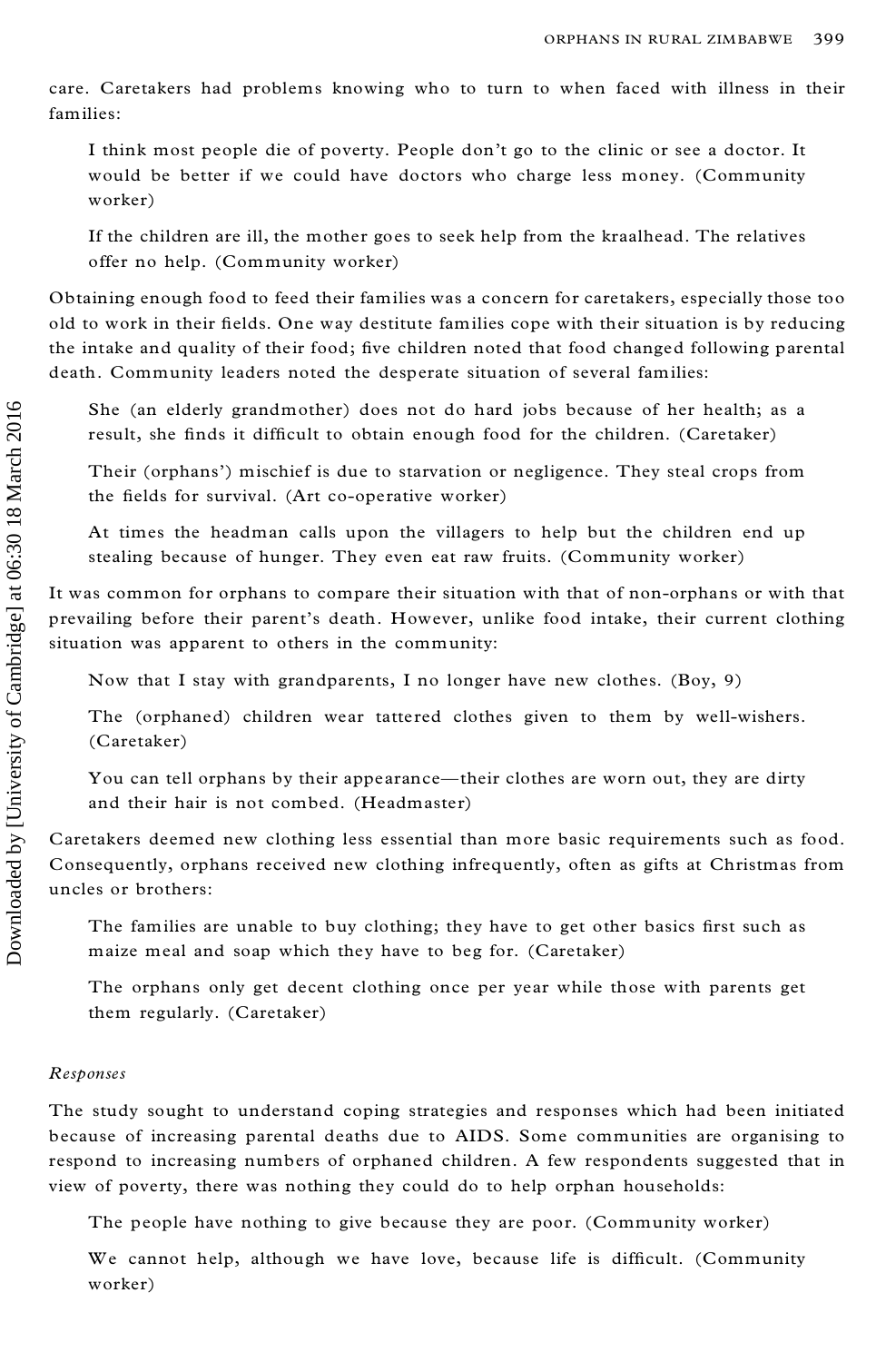care. Caretakers had problems knowing who to turn to when faced with illness in their families:

> I think most people die of poverty. People don't go to the clinic or see a doctor. It would be better if we could have doctors who charge less money. (Community worker)

> If the children are ill, the mother goes to seek help from the kraalhead. The relatives offer no help. (Community worker)

Obtaining enough food to feed their families was a concern for caretakers, especially those too old to work in their fields. One way destitute families cope with their situation is by reducing the intake and quality of their food; five children noted that food changed following parental death. Community leaders noted the desperate situation of several families:

> She (an elderly grandmother) does not do hard jobs because of her health; as a result, she finds it difficult to obtain enough food for the children. (Caretaker)

> Their (orphans') mischief is due to starvation or negligence. They steal crops from the fields for survival. (Art co-operative worker)

> At times the headman calls upon the villagers to help but the children end up stealing because of hunger. They even eat raw fruits. (Community worker)

It was common for orphans to compare their situation with that of non-orphans or with that prevailing before their parent's death. However, unlike food intake, their current clothing situation was apparent to others in the community:

> Now that I stay with grandparents, I no longer have new clothes. (Boy, 9)

> The (orphaned) children wear tattered clothes given to them by well-wishers. (Caretaker)

> You can tell orphans by their appearance—their clothes are worn out, they are dirty and their hair is not combed. (Headmaster)

Caretakers deemed new clothing less essential than more basic requirements such as food. Consequently, orphans received new clothing infrequently, often as gifts at Christmas from uncles or brothers:

> The families are unable to buy clothing; they have to get other basics first such as maize meal and soap which they have to beg for. (Caretaker)

> The orphans only get decent clothing once per year while those with parents get them regularly. (Caretaker)

*Responses*

The study sought to understand coping strategies and responses which had been initiated because of increasing parental deaths due to AIDS. Some communities are organising to respond to increasing numbers of orphaned children. A few respondents suggested that in view of poverty, there was nothing they could do to help orphan households:

> The people have nothing to give because they are poor. (Community worker)

> We cannot help, although we have love, because life is difficult. (Community worker)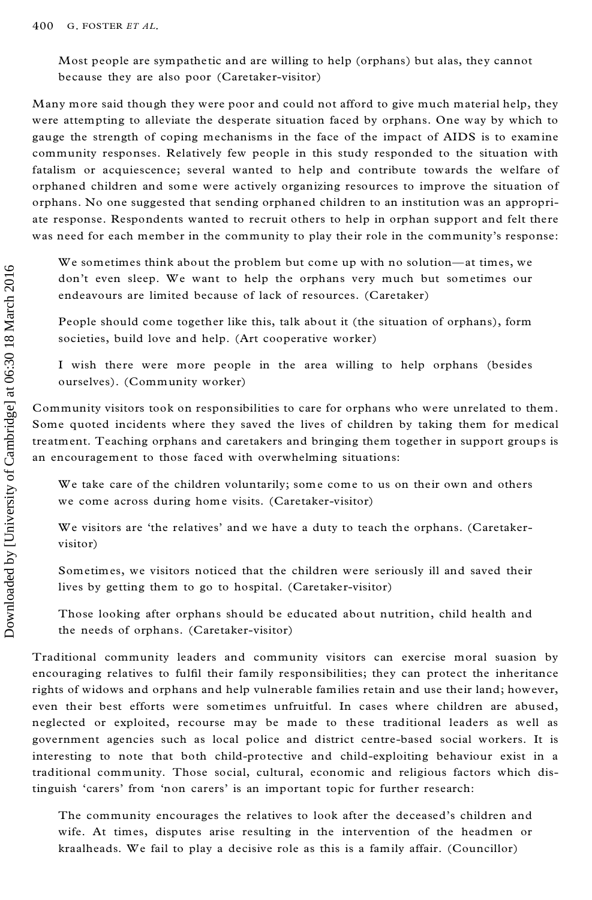> Most people are sympathetic and are willing to help (orphans) but alas, they cannot because they are also poor (Caretaker-visitor)

Many more said though they were poor and could not afford to give much material help, they were attempting to alleviate the desperate situation faced by orphans. One way by which to gauge the strength of coping mechanisms in the face of the impact of AIDS is to examine community responses. Relatively few people in this study responded to the situation with fatalism or acquiescence; several wanted to help and contribute towards the welfare of orphaned children and some were actively organizing resources to improve the situation of orphans. No one suggested that sending orphaned children to an institution was an appropriate response. Respondents wanted to recruit others to help in orphan support and felt there was need for each member in the community to play their role in the community's response:

> We sometimes think about the problem but come up with no solution—at times, we don't even sleep. We want to help the orphans very much but sometimes our endeavours are limited because of lack of resources. (Caretaker)

> People should come together like this, talk about it (the situation of orphans), form societies, build love and help. (Art cooperative worker)

> I wish there were more people in the area willing to help orphans (besides ourselves). (Community worker)

Community visitors took on responsibilities to care for orphans who were unrelated to them. Some quoted incidents where they saved the lives of children by taking them for medical treatment. Teaching orphans and caretakers and bringing them together in support groups is an encouragement to those faced with overwhelming situations:

> We take care of the children voluntarily; some come to us on their own and others we come across during home visits. (Caretaker-visitor)

> We visitors are 'the relatives' and we have a duty to teach the orphans. (Caretaker-visitor)

> Sometimes, we visitors noticed that the children were seriously ill and saved their lives by getting them to go to hospital. (Caretaker-visitor)

> Those looking after orphans should be educated about nutrition, child health and the needs of orphans. (Caretaker-visitor)

Traditional community leaders and community visitors can exercise moral suasion by encouraging relatives to fulfil their family responsibilities; they can protect the inheritance rights of widows and orphans and help vulnerable families retain and use their land; however, even their best efforts were sometimes unfruitful. In cases where children are abused, neglected or exploited, recourse may be made to these traditional leaders as well as government agencies such as local police and district centre-based social workers. It is interesting to note that both child-protective and child-exploiting behaviour exist in a traditional community. Those social, cultural, economic and religious factors which distinguish 'carers' from 'non carers' is an important topic for further research:

> The community encourages the relatives to look after the deceased's children and wife. At times, disputes arise resulting in the intervention of the headmen or kraalheads. We fail to play a decisive role as this is a family affair. (Councillor)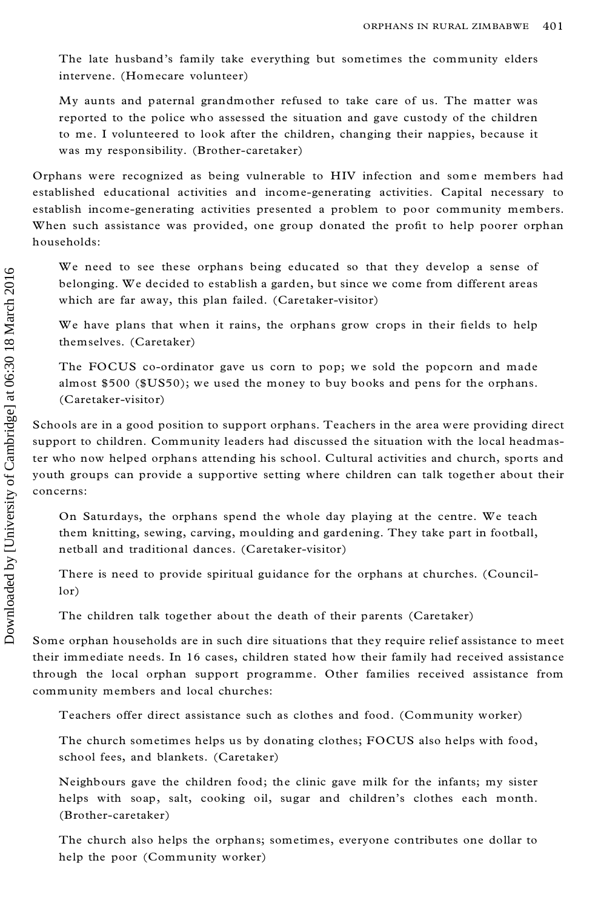The late husband's family take everything but sometimes the community elders intervene. (Homecare volunteer)

My aunts and paternal grandmother refused to take care of us. The matter was reported to the police who assessed the situation and gave custody of the children to me. I volunteered to look after the children, changing their nappies, because it was my responsibility. (Brother-caretaker)

Orphans were recognized as being vulnerable to HIV infection and some members had established educational activities and income-generating activities. Capital necessary to establish income-generating activities presented a problem to poor community members. When such assistance was provided, one group donated the profit to help poorer orphan households:

We need to see these orphans being educated so that they develop a sense of belonging. We decided to establish a garden, but since we come from different areas which are far away, this plan failed. (Caretaker-visitor)

We have plans that when it rains, the orphans grow crops in their fields to help themselves. (Caretaker)

The FOCUS co-ordinator gave us corn to pop; we sold the popcorn and made almost $500 ($US50); we used the money to buy books and pens for the orphans. (Caretaker-visitor)

Schools are in a good position to support orphans. Teachers in the area were providing direct support to children. Community leaders had discussed the situation with the local headmaster who now helped orphans attending his school. Cultural activities and church, sports and youth groups can provide a supportive setting where children can talk together about their concerns:

On Saturdays, the orphans spend the whole day playing at the centre. We teach them knitting, sewing, carving, moulding and gardening. They take part in football, netball and traditional dances. (Caretaker-visitor)

There is need to provide spiritual guidance for the orphans at churches. (Councillor)

The children talk together about the death of their parents (Caretaker)

Some orphan households are in such dire situations that they require relief assistance to meet their immediate needs. In 16 cases, children stated how their family had received assistance through the local orphan support programme. Other families received assistance from community members and local churches:

Teachers offer direct assistance such as clothes and food. (Community worker)

The church sometimes helps us by donating clothes; FOCUS also helps with food, school fees, and blankets. (Caretaker)

Neighbours gave the children food; the clinic gave milk for the infants; my sister helps with soap, salt, cooking oil, sugar and children's clothes each month. (Brother-caretaker)

The church also helps the orphans; sometimes, everyone contributes one dollar to help the poor (Community worker)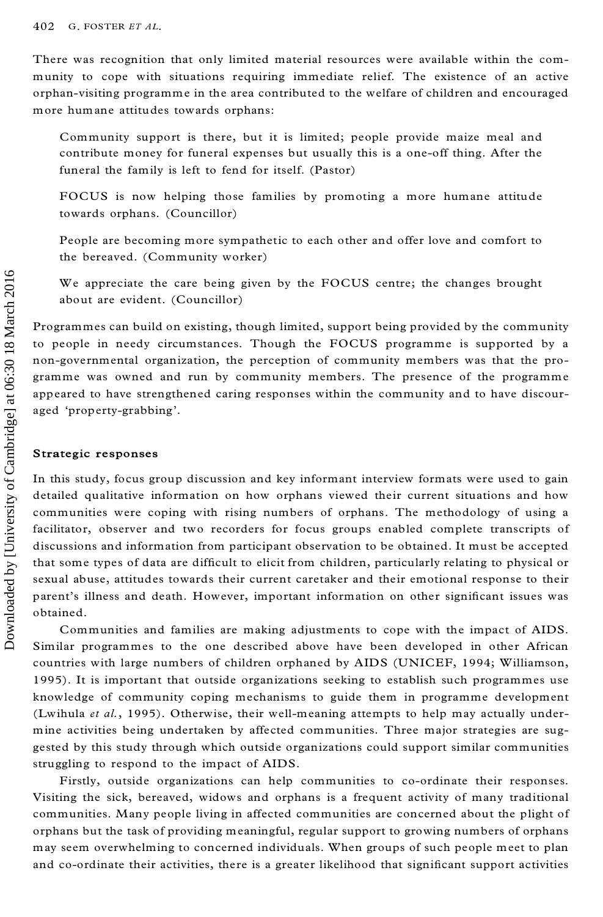There was recognition that only limited material resources were available within the community to cope with situations requiring immediate relief. The existence of an active orphan-visiting programme in the area contributed to the welfare of children and encouraged more humane attitudes towards orphans:

> Community support is there, but it is limited; people provide maize meal and contribute money for funeral expenses but usually this is a one-off thing. After the funeral the family is left to fend for itself. (Pastor)

> FOCUS is now helping those families by promoting a more humane attitude towards orphans. (Councillor)

> People are becoming more sympathetic to each other and offer love and comfort to the bereaved. (Community worker)

> We appreciate the care being given by the FOCUS centre; the changes brought about are evident. (Councillor)

Programmes can build on existing, though limited, support being provided by the community to people in needy circumstances. Though the FOCUS programme is supported by a non-governmental organization, the perception of community members was that the programme was owned and run by community members. The presence of the programme appeared to have strengthened caring responses within the community and to have discouraged 'property-grabbing'.

### Strategic responses

In this study, focus group discussion and key informant interview formats were used to gain detailed qualitative information on how orphans viewed their current situations and how communities were coping with rising numbers of orphans. The methodology of using a facilitator, observer and two recorders for focus groups enabled complete transcripts of discussions and information from participant observation to be obtained. It must be accepted that some types of data are difficult to elicit from children, particularly relating to physical or sexual abuse, attitudes towards their current caretaker and their emotional response to their parent's illness and death. However, important information on other significant issues was obtained.

Communities and families are making adjustments to cope with the impact of AIDS. Similar programmes to the one described above have been developed in other African countries with large numbers of children orphaned by AIDS (UNICEF, 1994; Williamson, 1995). It is important that outside organizations seeking to establish such programmes use knowledge of community coping mechanisms to guide them in programme development (Lwihula *et al.*, 1995). Otherwise, their well-meaning attempts to help may actually undermine activities being undertaken by affected communities. Three major strategies are suggested by this study through which outside organizations could support similar communities struggling to respond to the impact of AIDS.

Firstly, outside organizations can help communities to co-ordinate their responses. Visiting the sick, bereaved, widows and orphans is a frequent activity of many traditional communities. Many people living in affected communities are concerned about the plight of orphans but the task of providing meaningful, regular support to growing numbers of orphans may seem overwhelming to concerned individuals. When groups of such people meet to plan and co-ordinate their activities, there is a greater likelihood that significant support activities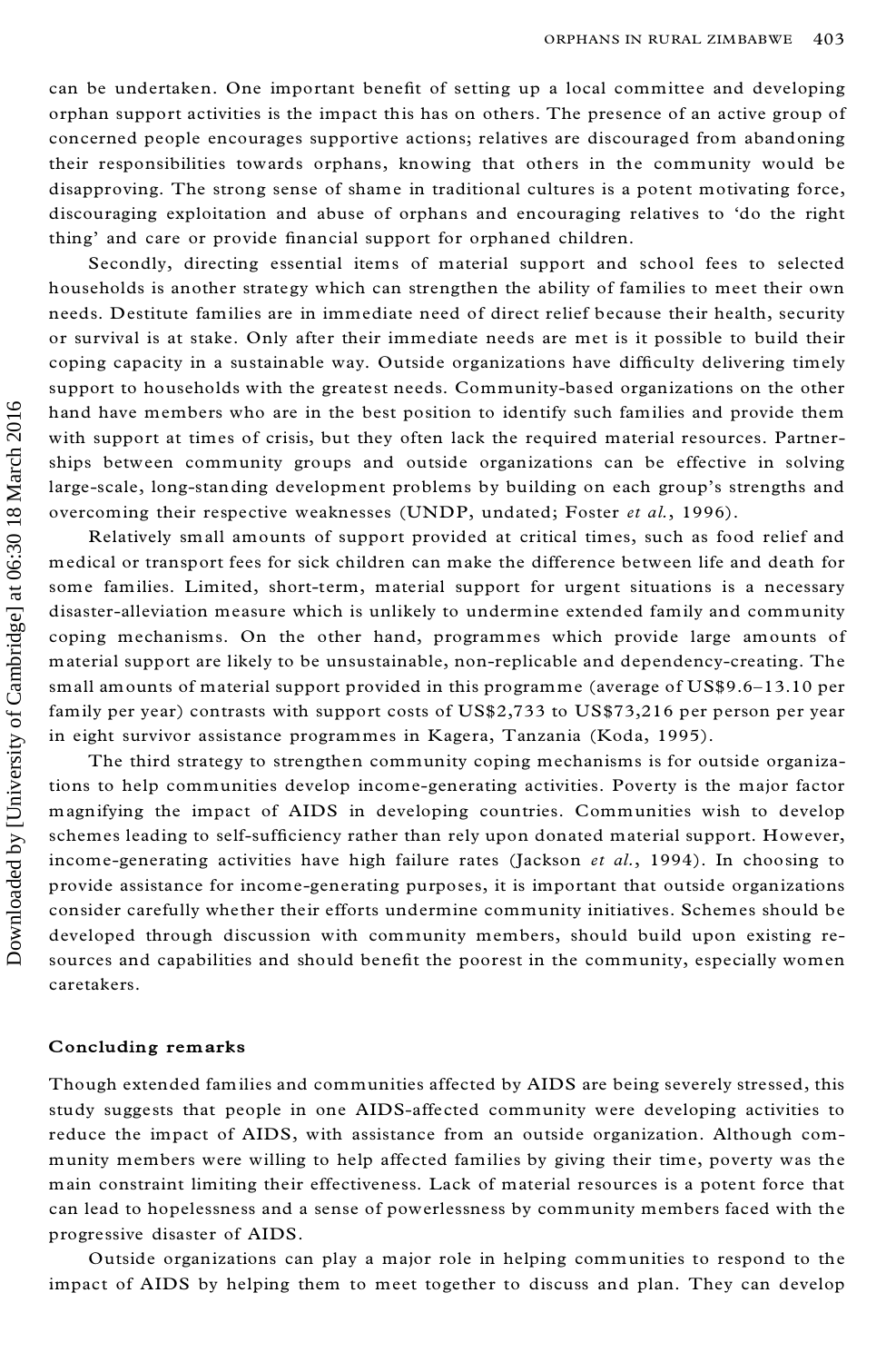can be undertaken. One important benefit of setting up a local committee and developing orphan support activities is the impact this has on others. The presence of an active group of concerned people encourages supportive actions; relatives are discouraged from abandoning their responsibilities towards orphans, knowing that others in the community would be disapproving. The strong sense of shame in traditional cultures is a potent motivating force, discouraging exploitation and abuse of orphans and encouraging relatives to 'do the right thing' and care or provide financial support for orphaned children.

Secondly, directing essential items of material support and school fees to selected households is another strategy which can strengthen the ability of families to meet their own needs. Destitute families are in immediate need of direct relief because their health, security or survival is at stake. Only after their immediate needs are met is it possible to build their coping capacity in a sustainable way. Outside organizations have difficulty delivering timely support to households with the greatest needs. Community-based organizations on the other hand have members who are in the best position to identify such families and provide them with support at times of crisis, but they often lack the required material resources. Partnerships between community groups and outside organizations can be effective in solving large-scale, long-standing development problems by building on each group's strengths and overcoming their respective weaknesses (UNDP, undated; Foster *et al.*, 1996).

Relatively small amounts of support provided at critical times, such as food relief and medical or transport fees for sick children can make the difference between life and death for some families. Limited, short-term, material support for urgent situations is a necessary disaster-alleviation measure which is unlikely to undermine extended family and community coping mechanisms. On the other hand, programmes which provide large amounts of material support are likely to be unsustainable, non-replicable and dependency-creating. The small amounts of material support provided in this programme (average of US$9.6–13.10 per family per year) contrasts with support costs of US$2,733 to US$73,216 per person per year in eight survivor assistance programmes in Kagera, Tanzania (Koda, 1995).

The third strategy to strengthen community coping mechanisms is for outside organizations to help communities develop income-generating activities. Poverty is the major factor magnifying the impact of AIDS in developing countries. Communities wish to develop schemes leading to self-sufficiency rather than rely upon donated material support. However, income-generating activities have high failure rates (Jackson *et al.*, 1994). In choosing to provide assistance for income-generating purposes, it is important that outside organizations consider carefully whether their efforts undermine community initiatives. Schemes should be developed through discussion with community members, should build upon existing resources and capabilities and should benefit the poorest in the community, especially women caretakers.

## Concluding remarks

Though extended families and communities affected by AIDS are being severely stressed, this study suggests that people in one AIDS-affected community were developing activities to reduce the impact of AIDS, with assistance from an outside organization. Although community members were willing to help affected families by giving their time, poverty was the main constraint limiting their effectiveness. Lack of material resources is a potent force that can lead to hopelessness and a sense of powerlessness by community members faced with the progressive disaster of AIDS.

Outside organizations can play a major role in helping communities to respond to the impact of AIDS by helping them to meet together to discuss and plan. They can develop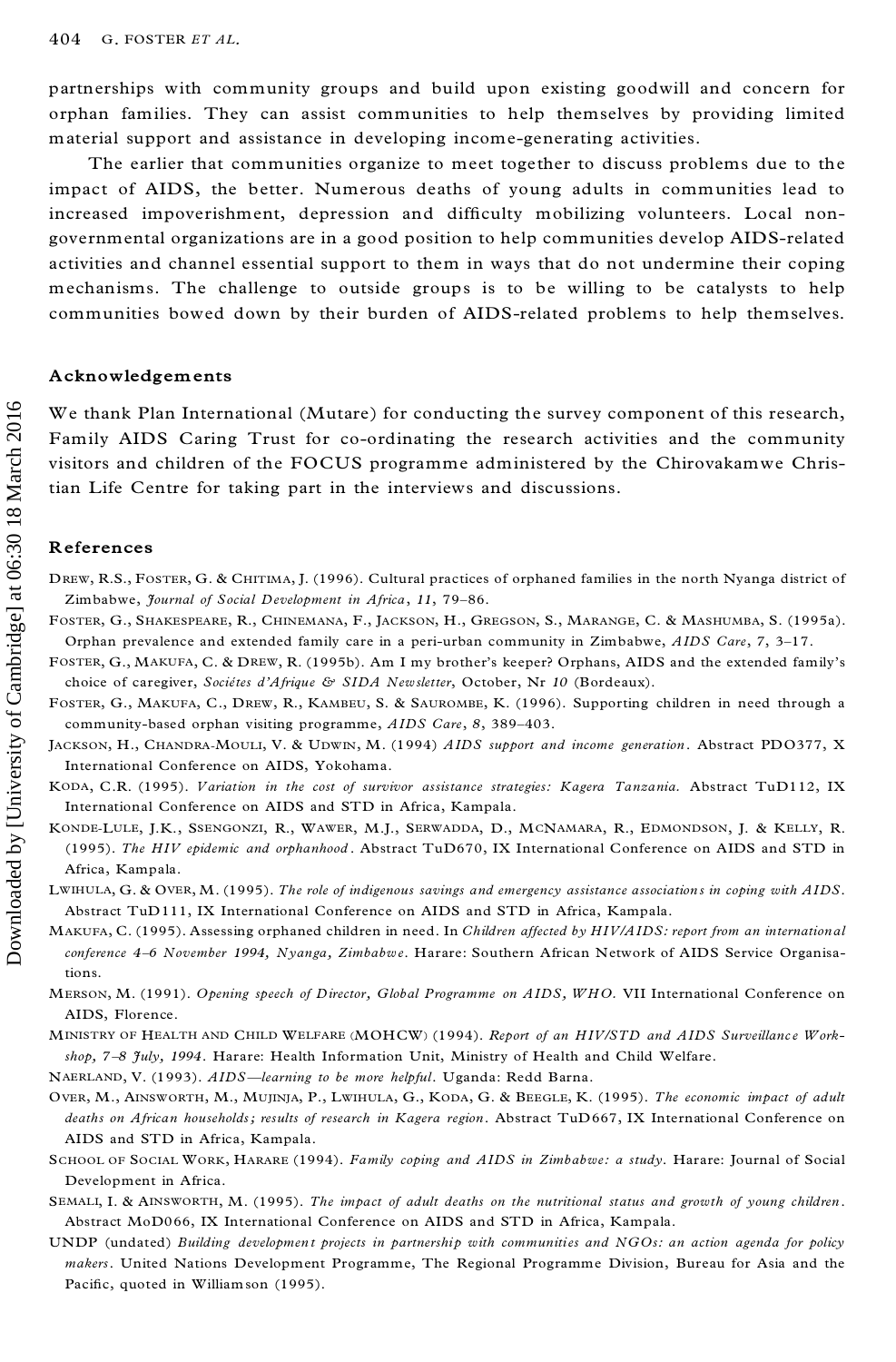partnerships with community groups and build upon existing goodwill and concern for orphan families. They can assist communities to help themselves by providing limited material support and assistance in developing income-generating activities.

The earlier that communities organize to meet together to discuss problems due to the impact of AIDS, the better. Numerous deaths of young adults in communities lead to increased impoverishment, depression and difficulty mobilizing volunteers. Local non-governmental organizations are in a good position to help communities develop AIDS-related activities and channel essential support to them in ways that do not undermine their coping mechanisms. The challenge to outside groups is to be willing to be catalysts to help communities bowed down by their burden of AIDS-related problems to help themselves.

## Acknowledgements

We thank Plan International (Mutare) for conducting the survey component of this research, Family AIDS Caring Trust for co-ordinating the research activities and the community visitors and children of the FOCUS programme administered by the Chirovakamwe Christian Life Centre for taking part in the interviews and discussions.

## References

Drew, R.S., Foster, G. & Chitima, J. (1996). Cultural practices of orphaned families in the north Nyanga district of Zimbabwe, *Journal of Social Development in Africa*, *11*, 79–86.

Foster, G., Shakespeare, R., Chinemana, F., Jackson, H., Gregson, S., Marange, C. & Mashumba, S. (1995a). Orphan prevalence and extended family care in a peri-urban community in Zimbabwe, *AIDS Care*, *7*, 3–17.

Foster, G., Makufa, C. & Drew, R. (1995b). Am I my brother's keeper? Orphans, AIDS and the extended family's choice of caregiver, *Sociétes d'Afrique & SIDA Newsletter*, October, Nr *10* (Bordeaux).

Foster, G., Makufa, C., Drew, R., Kambeu, S. & Saurombe, K. (1996). Supporting children in need through a community-based orphan visiting programme, *AIDS Care*, *8*, 389–403.

Jackson, H., Chandra-Mouli, V. & Udwin, M. (1994) *AIDS support and income generation*. Abstract PDO377, X International Conference on AIDS, Yokohama.

Koda, C.R. (1995). *Variation in the cost of survivor assistance strategies: Kagera Tanzania*. Abstract TuD112, IX International Conference on AIDS and STD in Africa, Kampala.

Konde-Lule, J.K., Ssengonzi, R., Wawer, M.J., Serwadda, D., McNamara, R., Edmondson, J. & Kelly, R. (1995). *The HIV epidemic and orphanhood*. Abstract TuD670, IX International Conference on AIDS and STD in Africa, Kampala.

Lwihula, G. & Over, M. (1995). *The role of indigenous savings and emergency assistance associations in coping with AIDS*. Abstract TuD111, IX International Conference on AIDS and STD in Africa, Kampala.

Makufa, C. (1995). Assessing orphaned children in need. In *Children affected by HIV/AIDS: report from an international conference 4–6 November 1994, Nyanga, Zimbabwe*. Harare: Southern African Network of AIDS Service Organisations.

Merson, M. (1991). *Opening speech of Director, Global Programme on AIDS, WHO*. VII International Conference on AIDS, Florence.

Ministry of Health and Child Welfare (MOHCW) (1994). *Report of an HIV/STD and AIDS Surveillance Workshop, 7–8 July, 1994*. Harare: Health Information Unit, Ministry of Health and Child Welfare.

Naerland, V. (1993). *AIDS—learning to be more helpful*. Uganda: Redd Barna.

Over, M., Ainsworth, M., Mujinja, P., Lwihula, G., Koda, G. & Beegle, K. (1995). *The economic impact of adult deaths on African households; results of research in Kagera region*. Abstract TuD667, IX International Conference on AIDS and STD in Africa, Kampala.

School of Social Work, Harare (1994). *Family coping and AIDS in Zimbabwe: a study*. Harare: Journal of Social Development in Africa.

Semali, I. & Ainsworth, M. (1995). *The impact of adult deaths on the nutritional status and growth of young children*. Abstract MoD066, IX International Conference on AIDS and STD in Africa, Kampala.

UNDP (undated) *Building development projects in partnership with communities and NGOs: an action agenda for policy makers*. United Nations Development Programme, The Regional Programme Division, Bureau for Asia and the Pacific, quoted in Williamson (1995).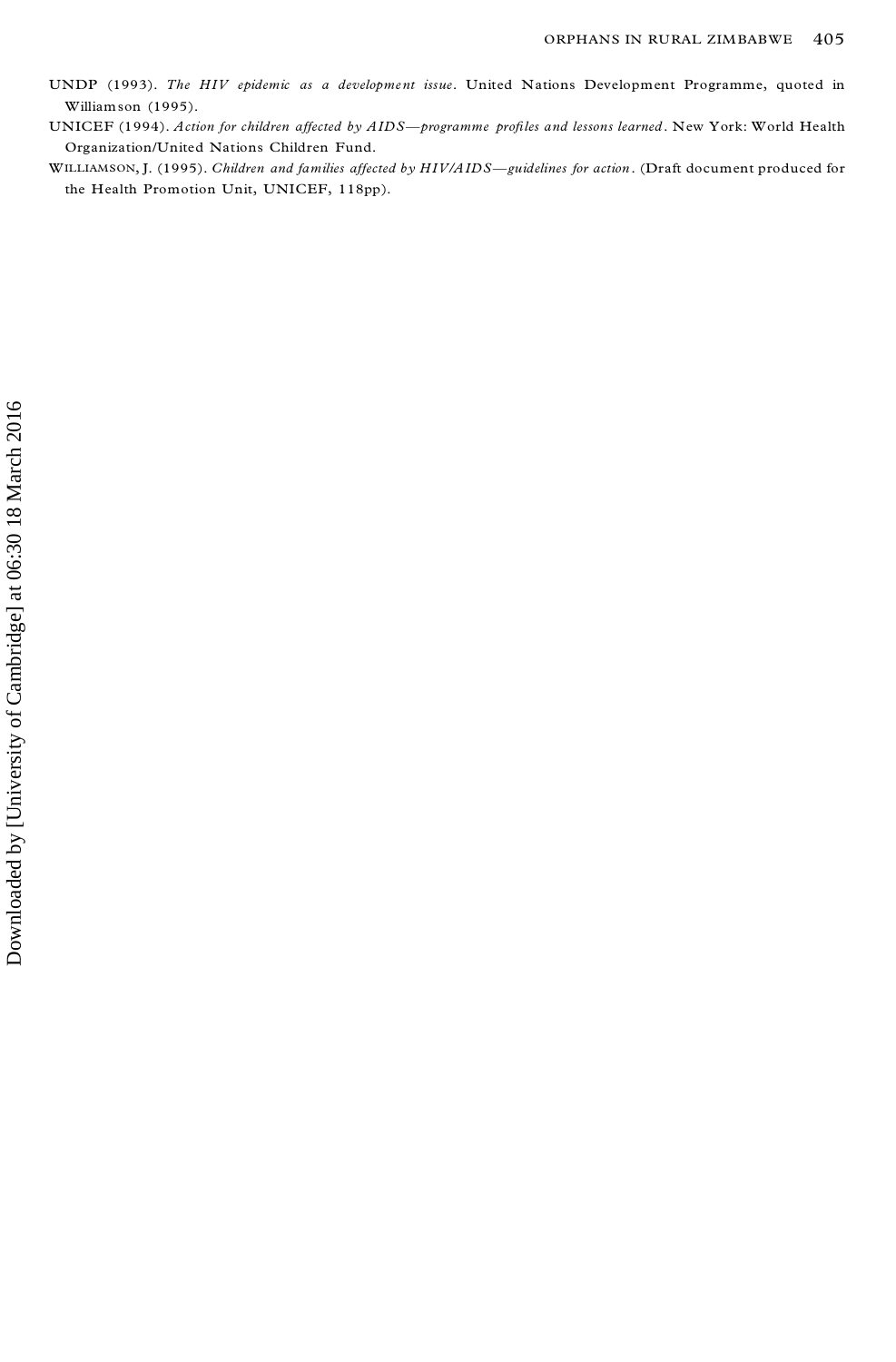UNDP (1993). *The HIV epidemic as a development issue*. United Nations Development Programme, quoted in Williamson (1995).

UNICEF (1994). *Action for children affected by AIDS—programme profiles and lessons learned*. New York: World Health Organization/United Nations Children Fund.

WILLIAMSON, J. (1995). *Children and families affected by HIV/AIDS—guidelines for action*. (Draft document produced for the Health Promotion Unit, UNICEF, 118pp).